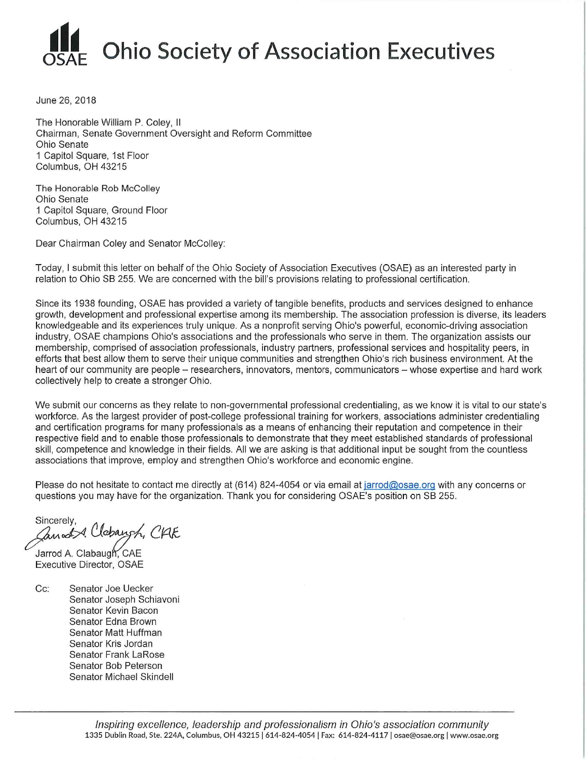# Ohio Society of Association Executives

June 26, 2018

The Honorable William P. Coley, II
Chairman, Senate Government Oversight and Reform Committee
Ohio Senate
1 Capitol Square, 1st Floor
Columbus, OH 43215

The Honorable Rob McColley
Ohio Senate
1 Capitol Square, Ground Floor
Columbus, OH 43215

Dear Chairman Coley and Senator McColley:

Today, I submit this letter on behalf of the Ohio Society of Association Executives (OSAE) as an interested party in relation to Ohio SB 255. We are concerned with the bill's provisions relating to professional certification.

Since its 1938 founding, OSAE has provided a variety of tangible benefits, products and services designed to enhance growth, development and professional expertise among its membership. The association profession is diverse, its leaders knowledgeable and its experiences truly unique. As a nonprofit serving Ohio's powerful, economic-driving association industry, OSAE champions Ohio's associations and the professionals who serve in them. The organization assists our membership, comprised of association professionals, industry partners, professional services and hospitality peers, in efforts that best allow them to serve their unique communities and strengthen Ohio's rich business environment. At the heart of our community are people – researchers, innovators, mentors, communicators – whose expertise and hard work collectively help to create a stronger Ohio.

We submit our concerns as they relate to non-governmental professional credentialing, as we know it is vital to our state's workforce. As the largest provider of post-college professional training for workers, associations administer credentialing and certification programs for many professionals as a means of enhancing their reputation and competence in their respective field and to enable those professionals to demonstrate that they meet established standards of professional skill, competence and knowledge in their fields. All we are asking is that additional input be sought from the countless associations that improve, employ and strengthen Ohio's workforce and economic engine.

Please do not hesitate to contact me directly at (614) 824-4054 or via email at jarrod@osae.org with any concerns or questions you may have for the organization. Thank you for considering OSAE's position on SB 255.

Sincerely,

Jarrod A. Clabaugh, CAE
Executive Director, OSAE

Cc: Senator Joe Uecker
Senator Joseph Schiavoni
Senator Kevin Bacon
Senator Edna Brown
Senator Matt Huffman
Senator Kris Jordan
Senator Frank LaRose
Senator Bob Peterson
Senator Michael Skindell

*Inspiring excellence, leadership and professionalism in Ohio's association community*
1335 Dublin Road, Ste. 224A, Columbus, OH 43215 | 614-824-4054 | Fax: 614-824-4117 | osae@osae.org | www.osae.org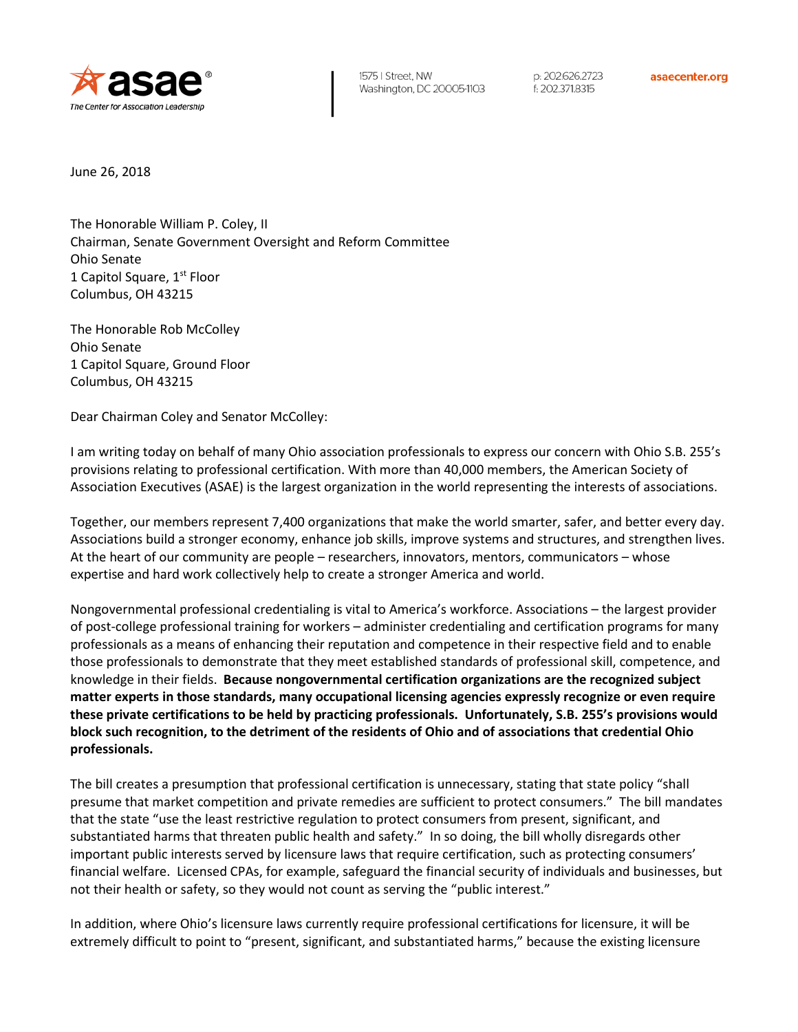June 26, 2018

The Honorable William P. Coley, II
Chairman, Senate Government Oversight and Reform Committee
Ohio Senate
1 Capitol Square, 1st Floor
Columbus, OH 43215

The Honorable Rob McColley
Ohio Senate
1 Capitol Square, Ground Floor
Columbus, OH 43215

Dear Chairman Coley and Senator McColley:

I am writing today on behalf of many Ohio association professionals to express our concern with Ohio S.B. 255's provisions relating to professional certification. With more than 40,000 members, the American Society of Association Executives (ASAE) is the largest organization in the world representing the interests of associations.

Together, our members represent 7,400 organizations that make the world smarter, safer, and better every day. Associations build a stronger economy, enhance job skills, improve systems and structures, and strengthen lives. At the heart of our community are people – researchers, innovators, mentors, communicators – whose expertise and hard work collectively help to create a stronger America and world.

Nongovernmental professional credentialing is vital to America's workforce. Associations – the largest provider of post-college professional training for workers – administer credentialing and certification programs for many professionals as a means of enhancing their reputation and competence in their respective field and to enable those professionals to demonstrate that they meet established standards of professional skill, competence, and knowledge in their fields. **Because nongovernmental certification organizations are the recognized subject matter experts in those standards, many occupational licensing agencies expressly recognize or even require these private certifications to be held by practicing professionals. Unfortunately, S.B. 255's provisions would block such recognition, to the detriment of the residents of Ohio and of associations that credential Ohio professionals.**

The bill creates a presumption that professional certification is unnecessary, stating that state policy "shall presume that market competition and private remedies are sufficient to protect consumers." The bill mandates that the state "use the least restrictive regulation to protect consumers from present, significant, and substantiated harms that threaten public health and safety." In so doing, the bill wholly disregards other important public interests served by licensure laws that require certification, such as protecting consumers' financial welfare. Licensed CPAs, for example, safeguard the financial security of individuals and businesses, but not their health or safety, so they would not count as serving the "public interest."

In addition, where Ohio's licensure laws currently require professional certifications for licensure, it will be extremely difficult to point to "present, significant, and substantiated harms," because the existing licensure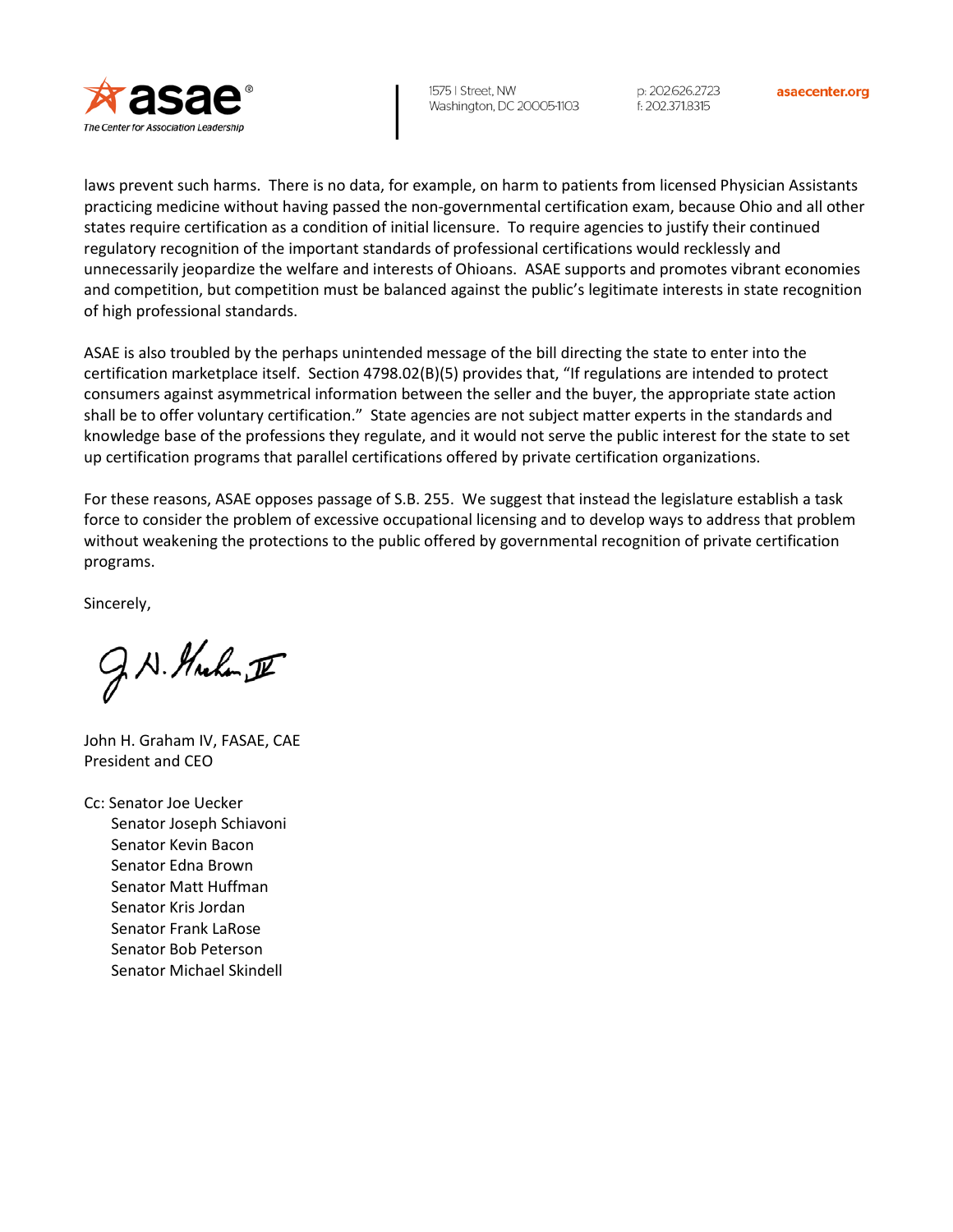laws prevent such harms. There is no data, for example, on harm to patients from licensed Physician Assistants practicing medicine without having passed the non-governmental certification exam, because Ohio and all other states require certification as a condition of initial licensure. To require agencies to justify their continued regulatory recognition of the important standards of professional certifications would recklessly and unnecessarily jeopardize the welfare and interests of Ohioans. ASAE supports and promotes vibrant economies and competition, but competition must be balanced against the public's legitimate interests in state recognition of high professional standards.

ASAE is also troubled by the perhaps unintended message of the bill directing the state to enter into the certification marketplace itself. Section 4798.02(B)(5) provides that, "If regulations are intended to protect consumers against asymmetrical information between the seller and the buyer, the appropriate state action shall be to offer voluntary certification." State agencies are not subject matter experts in the standards and knowledge base of the professions they regulate, and it would not serve the public interest for the state to set up certification programs that parallel certifications offered by private certification organizations.

For these reasons, ASAE opposes passage of S.B. 255. We suggest that instead the legislature establish a task force to consider the problem of excessive occupational licensing and to develop ways to address that problem without weakening the protections to the public offered by governmental recognition of private certification programs.

Sincerely,

John H. Graham IV, FASAE, CAE
President and CEO

Cc: Senator Joe Uecker
Senator Joseph Schiavoni
Senator Kevin Bacon
Senator Edna Brown
Senator Matt Huffman
Senator Kris Jordan
Senator Frank LaRose
Senator Bob Peterson
Senator Michael Skindell